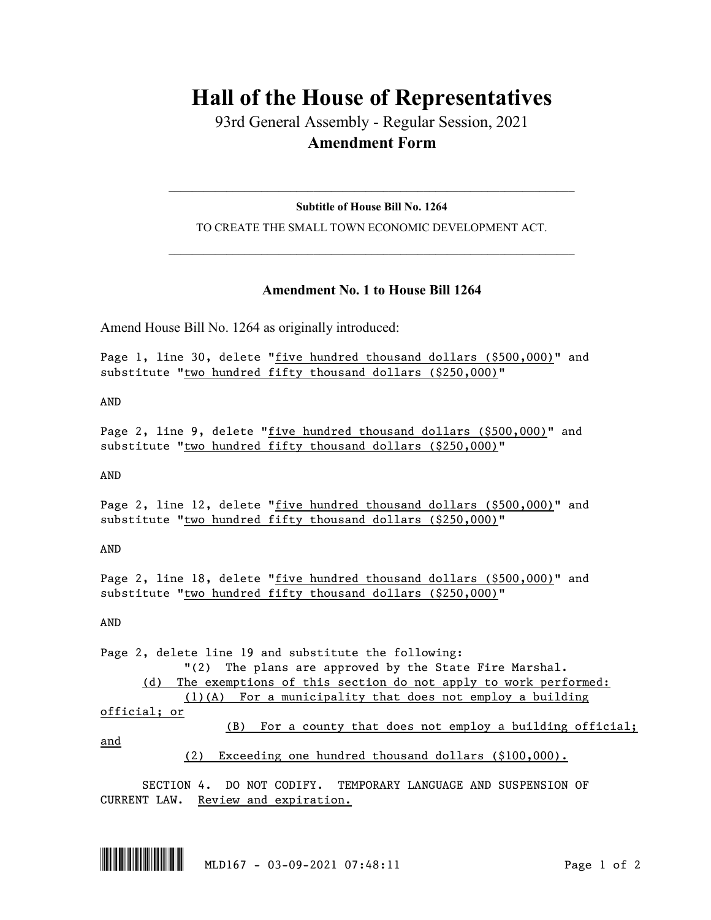# Hall of the House of Representatives

93rd General Assembly - Regular Session, 2021

**Amendment Form**

---

**Subtitle of House Bill No. 1264**

TO CREATE THE SMALL TOWN ECONOMIC DEVELOPMENT ACT.

---

## Amendment No. 1 to House Bill 1264

Amend House Bill No. 1264 as originally introduced:

Page 1, line 30, delete "five hundred thousand dollars ($500,000)" and substitute "two hundred fifty thousand dollars ($250,000)"

AND

Page 2, line 9, delete "five hundred thousand dollars ($500,000)" and substitute "two hundred fifty thousand dollars ($250,000)"

AND

Page 2, line 12, delete "five hundred thousand dollars ($500,000)" and substitute "two hundred fifty thousand dollars ($250,000)"

AND

Page 2, line 18, delete "five hundred thousand dollars ($500,000)" and substitute "two hundred fifty thousand dollars ($250,000)"

AND

Page 2, delete line 19 and substitute the following:

"(2) The plans are approved by the State Fire Marshal.

(d) The exemptions of this section do not apply to work performed:

(1)(A) For a municipality that does not employ a building official; or

(B) For a county that does not employ a building official; and

(2) Exceeding one hundred thousand dollars ($100,000).

SECTION 4. DO NOT CODIFY. TEMPORARY LANGUAGE AND SUSPENSION OF CURRENT LAW. Review and expiration.

MLD167 - 03-09-2021 07:48:11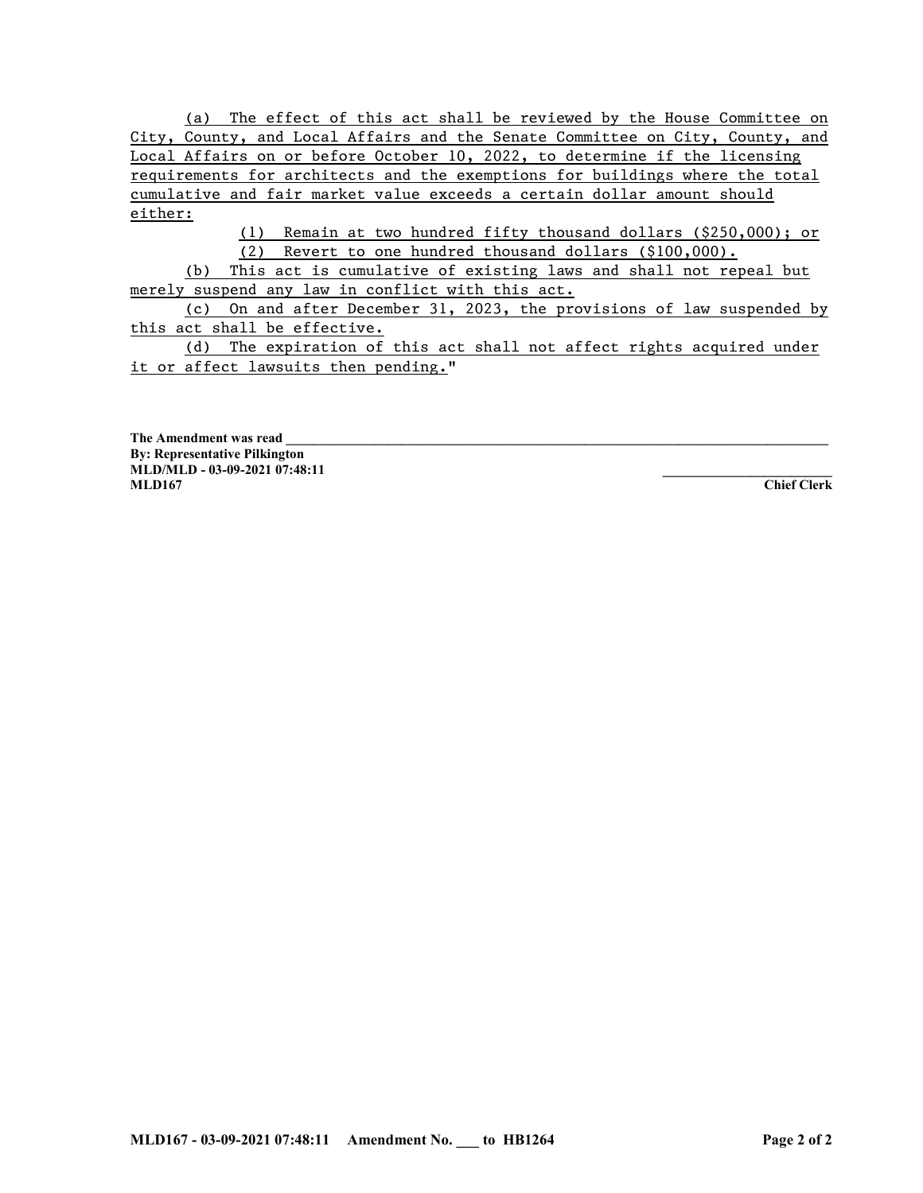(a) The effect of this act shall be reviewed by the House Committee on City, County, and Local Affairs and the Senate Committee on City, County, and Local Affairs on or before October 10, 2022, to determine if the licensing requirements for architects and the exemptions for buildings where the total cumulative and fair market value exceeds a certain dollar amount should either:

(1) Remain at two hundred fifty thousand dollars ($250,000); or

(2) Revert to one hundred thousand dollars ($100,000).

(b) This act is cumulative of existing laws and shall not repeal but merely suspend any law in conflict with this act.

(c) On and after December 31, 2023, the provisions of law suspended by this act shall be effective.

(d) The expiration of this act shall not affect rights acquired under it or affect lawsuits then pending."

**The Amendment was read** \_\_\_\_\_\_\_\_\_\_\_\_\_\_\_\_\_\_\_\_\_\_\_\_\_\_\_\_\_\_\_\_\_\_\_\_\_\_\_\_\_\_\_\_\_\_\_\_
**By: Representative Pilkington**
**MLD/MLD - 03-09-2021 07:48:11**
**MLD167**

\_\_\_\_\_\_\_\_\_\_\_\_\_\_\_\_\_\_\_\_\_\_\_\_
**Chief Clerk**